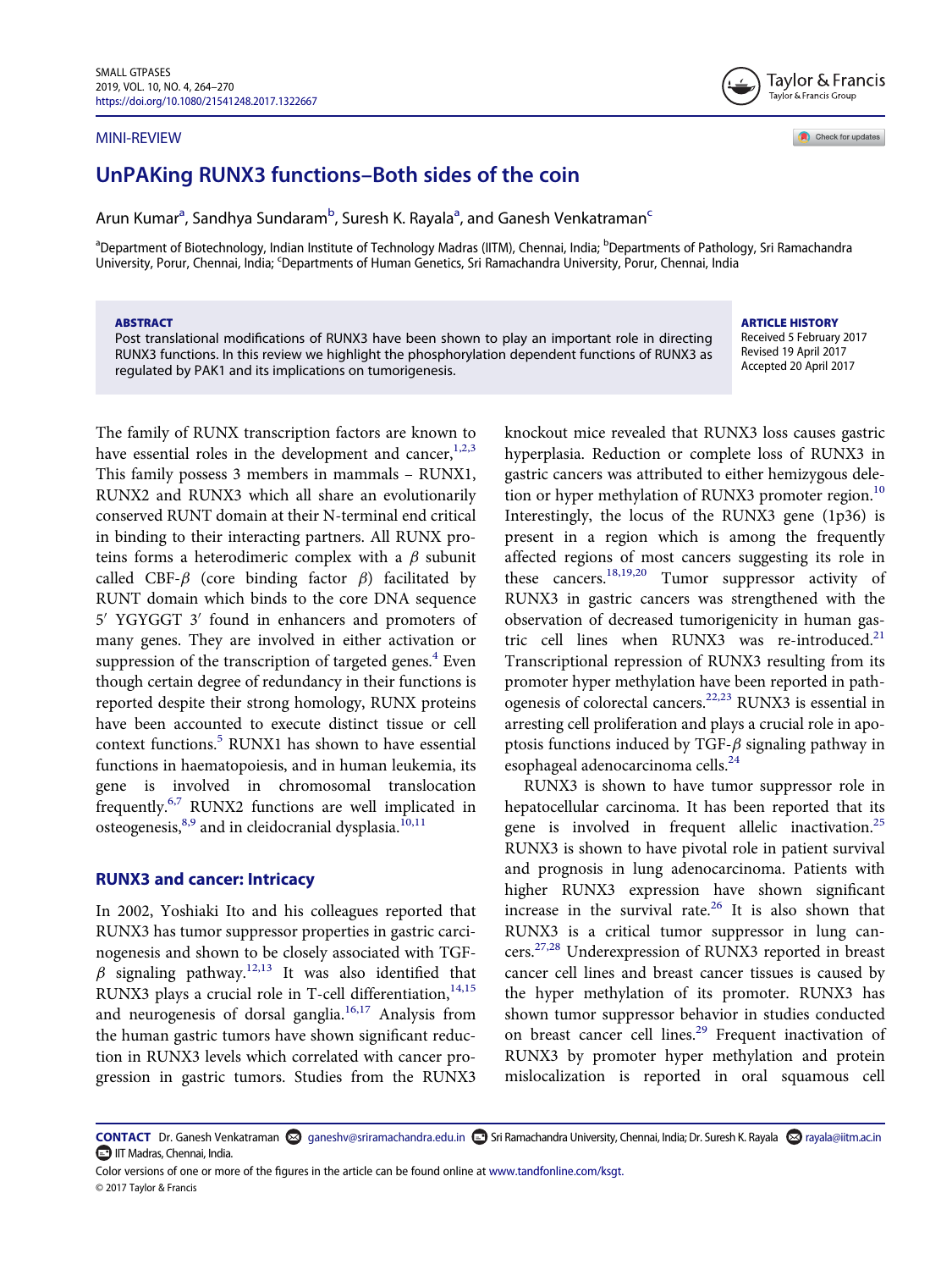MINI-REVIEW

# UnPAKing RUNX3 functions–Both sides of the coin

Arun Kumar[a], Sandhya Sundaram[b], Suresh K. Rayala[a], and Ganesh Venkatraman[c]

[a]Department of Biotechnology, Indian Institute of Technology Madras (IITM), Chennai, India; [b]Departments of Pathology, Sri Ramachandra University, Porur, Chennai, India; [c]Departments of Human Genetics, Sri Ramachandra University, Porur, Chennai, India

**ABSTRACT**

Post translational modifications of RUNX3 have been shown to play an important role in directing RUNX3 functions. In this review we highlight the phosphorylation dependent functions of RUNX3 as regulated by PAK1 and its implications on tumorigenesis.

**ARTICLE HISTORY**

Received 5 February 2017
Revised 19 April 2017
Accepted 20 April 2017

The family of RUNX transcription factors are known to have essential roles in the development and cancer,[1,2,3] This family possess 3 members in mammals – RUNX1, RUNX2 and RUNX3 which all share an evolutionarily conserved RUNT domain at their N-terminal end critical in binding to their interacting partners. All RUNX proteins forms a heterodimeric complex with a $\beta$ subunit called CBF-$\beta$ (core binding factor $\beta$) facilitated by RUNT domain which binds to the core DNA sequence 5′ YGYGGT 3′ found in enhancers and promoters of many genes. They are involved in either activation or suppression of the transcription of targeted genes.[4] Even though certain degree of redundancy in their functions is reported despite their strong homology, RUNX proteins have been accounted to execute distinct tissue or cell context functions.[5] RUNX1 has shown to have essential functions in haematopoiesis, and in human leukemia, its gene is involved in chromosomal translocation frequently.[6,7] RUNX2 functions are well implicated in osteogenesis,[8,9] and in cleidocranial dysplasia.[10,11]

## RUNX3 and cancer: Intricacy

In 2002, Yoshiaki Ito and his colleagues reported that RUNX3 has tumor suppressor properties in gastric carcinogenesis and shown to be closely associated with TGF-$\beta$ signaling pathway.[12,13] It was also identified that RUNX3 plays a crucial role in T-cell differentiation,[14,15] and neurogenesis of dorsal ganglia.[16,17] Analysis from the human gastric tumors have shown significant reduction in RUNX3 levels which correlated with cancer progression in gastric tumors. Studies from the RUNX3 knockout mice revealed that RUNX3 loss causes gastric hyperplasia. Reduction or complete loss of RUNX3 in gastric cancers was attributed to either hemizygous deletion or hyper methylation of RUNX3 promoter region.[10] Interestingly, the locus of the RUNX3 gene (1p36) is present in a region which is among the frequently affected regions of most cancers suggesting its role in these cancers.[18,19,20] Tumor suppressor activity of RUNX3 in gastric cancers was strengthened with the observation of decreased tumorigenicity in human gastric cell lines when RUNX3 was re-introduced.[21] Transcriptional repression of RUNX3 resulting from its promoter hyper methylation have been reported in pathogenesis of colorectal cancers.[22,23] RUNX3 is essential in arresting cell proliferation and plays a crucial role in apoptosis functions induced by TGF-$\beta$ signaling pathway in esophageal adenocarcinoma cells.[24]

RUNX3 is shown to have tumor suppressor role in hepatocellular carcinoma. It has been reported that its gene is involved in frequent allelic inactivation.[25] RUNX3 is shown to have pivotal role in patient survival and prognosis in lung adenocarcinoma. Patients with higher RUNX3 expression have shown significant increase in the survival rate.[26] It is also shown that RUNX3 is a critical tumor suppressor in lung cancers.[27,28] Underexpression of RUNX3 reported in breast cancer cell lines and breast cancer tissues is caused by the hyper methylation of its promoter. RUNX3 has shown tumor suppressor behavior in studies conducted on breast cancer cell lines.[29] Frequent inactivation of RUNX3 by promoter hyper methylation and protein mislocalization is reported in oral squamous cell

**CONTACT** Dr. Ganesh Venkatraman ganeshv@sriramachandra.edu.in Sri Ramachandra University, Chennai, India; Dr. Suresh K. Rayala rayala@iitm.ac.in IIT Madras, Chennai, India.

Color versions of one or more of the figures in the article can be found online at www.tandfonline.com/ksgt.

© 2017 Taylor & Francis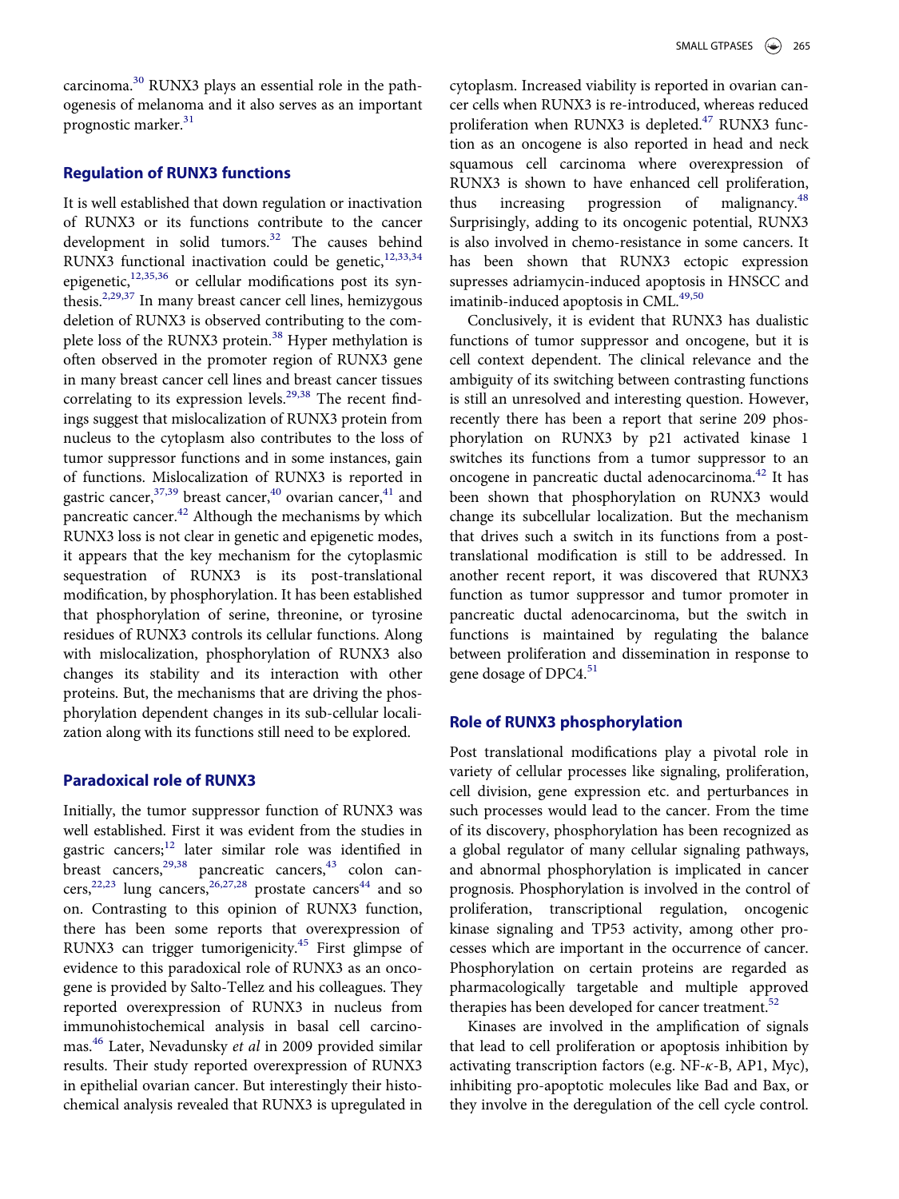carcinoma.[30] RUNX3 plays an essential role in the pathogenesis of melanoma and it also serves as an important prognostic marker.[31]

## Regulation of RUNX3 functions

It is well established that down regulation or inactivation of RUNX3 or its functions contribute to the cancer development in solid tumors.[32] The causes behind RUNX3 functional inactivation could be genetic,[12,33,34] epigenetic,[12,35,36] or cellular modifications post its synthesis.[2,29,37] In many breast cancer cell lines, hemizygous deletion of RUNX3 is observed contributing to the complete loss of the RUNX3 protein.[38] Hyper methylation is often observed in the promoter region of RUNX3 gene in many breast cancer cell lines and breast cancer tissues correlating to its expression levels.[29,38] The recent findings suggest that mislocalization of RUNX3 protein from nucleus to the cytoplasm also contributes to the loss of tumor suppressor functions and in some instances, gain of functions. Mislocalization of RUNX3 is reported in gastric cancer,[37,39] breast cancer,[40] ovarian cancer,[41] and pancreatic cancer.[42] Although the mechanisms by which RUNX3 loss is not clear in genetic and epigenetic modes, it appears that the key mechanism for the cytoplasmic sequestration of RUNX3 is its post-translational modification, by phosphorylation. It has been established that phosphorylation of serine, threonine, or tyrosine residues of RUNX3 controls its cellular functions. Along with mislocalization, phosphorylation of RUNX3 also changes its stability and its interaction with other proteins. But, the mechanisms that are driving the phosphorylation dependent changes in its sub-cellular localization along with its functions still need to be explored.

## Paradoxical role of RUNX3

Initially, the tumor suppressor function of RUNX3 was well established. First it was evident from the studies in gastric cancers;[12] later similar role was identified in breast cancers,[29,38] pancreatic cancers,[43] colon cancers,[22,23] lung cancers,[26,27,28] prostate cancers[44] and so on. Contrasting to this opinion of RUNX3 function, there has been some reports that overexpression of RUNX3 can trigger tumorigenicity.[45] First glimpse of evidence to this paradoxical role of RUNX3 as an oncogene is provided by Salto-Tellez and his colleagues. They reported overexpression of RUNX3 in nucleus from immunohistochemical analysis in basal cell carcinomas.[46] Later, Nevadunsky *et al* in 2009 provided similar results. Their study reported overexpression of RUNX3 in epithelial ovarian cancer. But interestingly their histochemical analysis revealed that RUNX3 is upregulated in cytoplasm. Increased viability is reported in ovarian cancer cells when RUNX3 is re-introduced, whereas reduced proliferation when RUNX3 is depleted.[47] RUNX3 function as an oncogene is also reported in head and neck squamous cell carcinoma where overexpression of RUNX3 is shown to have enhanced cell proliferation, thus increasing progression of malignancy.[48] Surprisingly, adding to its oncogenic potential, RUNX3 is also involved in chemo-resistance in some cancers. It has been shown that RUNX3 ectopic expression supresses adriamycin-induced apoptosis in HNSCC and imatinib-induced apoptosis in CML.[49,50]

Conclusively, it is evident that RUNX3 has dualistic functions of tumor suppressor and oncogene, but it is cell context dependent. The clinical relevance and the ambiguity of its switching between contrasting functions is still an unresolved and interesting question. However, recently there has been a report that serine 209 phosphorylation on RUNX3 by p21 activated kinase 1 switches its functions from a tumor suppressor to an oncogene in pancreatic ductal adenocarcinoma.[42] It has been shown that phosphorylation on RUNX3 would change its subcellular localization. But the mechanism that drives such a switch in its functions from a post-translational modification is still to be addressed. In another recent report, it was discovered that RUNX3 function as tumor suppressor and tumor promoter in pancreatic ductal adenocarcinoma, but the switch in functions is maintained by regulating the balance between proliferation and dissemination in response to gene dosage of DPC4.[51]

## Role of RUNX3 phosphorylation

Post translational modifications play a pivotal role in variety of cellular processes like signaling, proliferation, cell division, gene expression etc. and perturbances in such processes would lead to the cancer. From the time of its discovery, phosphorylation has been recognized as a global regulator of many cellular signaling pathways, and abnormal phosphorylation is implicated in cancer prognosis. Phosphorylation is involved in the control of proliferation, transcriptional regulation, oncogenic kinase signaling and TP53 activity, among other processes which are important in the occurrence of cancer. Phosphorylation on certain proteins are regarded as pharmacologically targetable and multiple approved therapies has been developed for cancer treatment.[52]

Kinases are involved in the amplification of signals that lead to cell proliferation or apoptosis inhibition by activating transcription factors (e.g. NF-$\kappa$-B, AP1, Myc), inhibiting pro-apoptotic molecules like Bad and Bax, or they involve in the deregulation of the cell cycle control.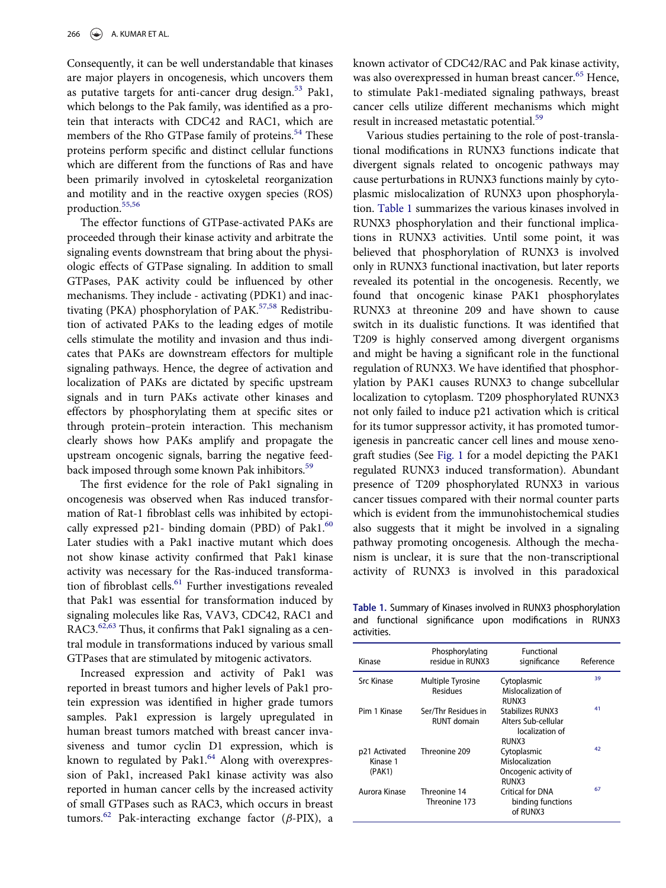Consequently, it can be well understandable that kinases are major players in oncogenesis, which uncovers them as putative targets for anti-cancer drug design.[53] Pak1, which belongs to the Pak family, was identified as a protein that interacts with CDC42 and RAC1, which are members of the Rho GTPase family of proteins.[54] These proteins perform specific and distinct cellular functions which are different from the functions of Ras and have been primarily involved in cytoskeletal reorganization and motility and in the reactive oxygen species (ROS) production.[55,56]

The effector functions of GTPase-activated PAKs are proceeded through their kinase activity and arbitrate the signaling events downstream that bring about the physiologic effects of GTPase signaling. In addition to small GTPases, PAK activity could be influenced by other mechanisms. They include - activating (PDK1) and inactivating (PKA) phosphorylation of PAK.[57,58] Redistribution of activated PAKs to the leading edges of motile cells stimulate the motility and invasion and thus indicates that PAKs are downstream effectors for multiple signaling pathways. Hence, the degree of activation and localization of PAKs are dictated by specific upstream signals and in turn PAKs activate other kinases and effectors by phosphorylating them at specific sites or through protein–protein interaction. This mechanism clearly shows how PAKs amplify and propagate the upstream oncogenic signals, barring the negative feedback imposed through some known Pak inhibitors.[59]

The first evidence for the role of Pak1 signaling in oncogenesis was observed when Ras induced transformation of Rat-1 fibroblast cells was inhibited by ectopically expressed p21- binding domain (PBD) of Pak1.[60] Later studies with a Pak1 inactive mutant which does not show kinase activity confirmed that Pak1 kinase activity was necessary for the Ras-induced transformation of fibroblast cells.[61] Further investigations revealed that Pak1 was essential for transformation induced by signaling molecules like Ras, VAV3, CDC42, RAC1 and RAC3.[62,63] Thus, it confirms that Pak1 signaling as a central module in transformations induced by various small GTPases that are stimulated by mitogenic activators.

Increased expression and activity of Pak1 was reported in breast tumors and higher levels of Pak1 protein expression was identified in higher grade tumors samples. Pak1 expression is largely upregulated in human breast tumors matched with breast cancer invasiveness and tumor cyclin D1 expression, which is known to regulated by Pak1.[64] Along with overexpression of Pak1, increased Pak1 kinase activity was also reported in human cancer cells by the increased activity of small GTPases such as RAC3, which occurs in breast tumors.[62] Pak-interacting exchange factor ($\beta$-PIX), a known activator of CDC42/RAC and Pak kinase activity, was also overexpressed in human breast cancer.[65] Hence, to stimulate Pak1-mediated signaling pathways, breast cancer cells utilize different mechanisms which might result in increased metastatic potential.[59]

Various studies pertaining to the role of post-translational modifications in RUNX3 functions indicate that divergent signals related to oncogenic pathways may cause perturbations in RUNX3 functions mainly by cytoplasmic mislocalization of RUNX3 upon phosphorylation. Table 1 summarizes the various kinases involved in RUNX3 phosphorylation and their functional implications in RUNX3 activities. Until some point, it was believed that phosphorylation of RUNX3 is involved only in RUNX3 functional inactivation, but later reports revealed its potential in the oncogenesis. Recently, we found that oncogenic kinase PAK1 phosphorylates RUNX3 at threonine 209 and have shown to cause switch in its dualistic functions. It was identified that T209 is highly conserved among divergent organisms and might be having a significant role in the functional regulation of RUNX3. We have identified that phosphorylation by PAK1 causes RUNX3 to change subcellular localization to cytoplasm. T209 phosphorylated RUNX3 not only failed to induce p21 activation which is critical for its tumor suppressor activity, it has promoted tumorigenesis in pancreatic cancer cell lines and mouse xenograft studies (See Fig. 1 for a model depicting the PAK1 regulated RUNX3 induced transformation). Abundant presence of T209 phosphorylated RUNX3 in various cancer tissues compared with their normal counter parts which is evident from the immunohistochemical studies also suggests that it might be involved in a signaling pathway promoting oncogenesis. Although the mechanism is unclear, it is sure that the non-transcriptional activity of RUNX3 is involved in this paradoxical

**Table 1.** Summary of Kinases involved in RUNX3 phosphorylation and functional significance upon modifications in RUNX3 activities.

| Kinase | Phosphorylating residue in RUNX3 | Functional significance | Reference |
|---|---|---|---|
| Src Kinase | Multiple Tyrosine Residues | Cytoplasmic Mislocalization of RUNX3 | 39 |
| Pim 1 Kinase | Ser/Thr Residues in RUNT domain | Stabilizes RUNX3 Alters Sub-cellular localization of RUNX3 | 41 |
| p21 Activated Kinase 1 (PAK1) | Threonine 209 | Cytoplasmic Mislocalization Oncogenic activity of RUNX3 | 42 |
| Aurora Kinase | Threonine 14 Threonine 173 | Critical for DNA binding functions of RUNX3 | 67 |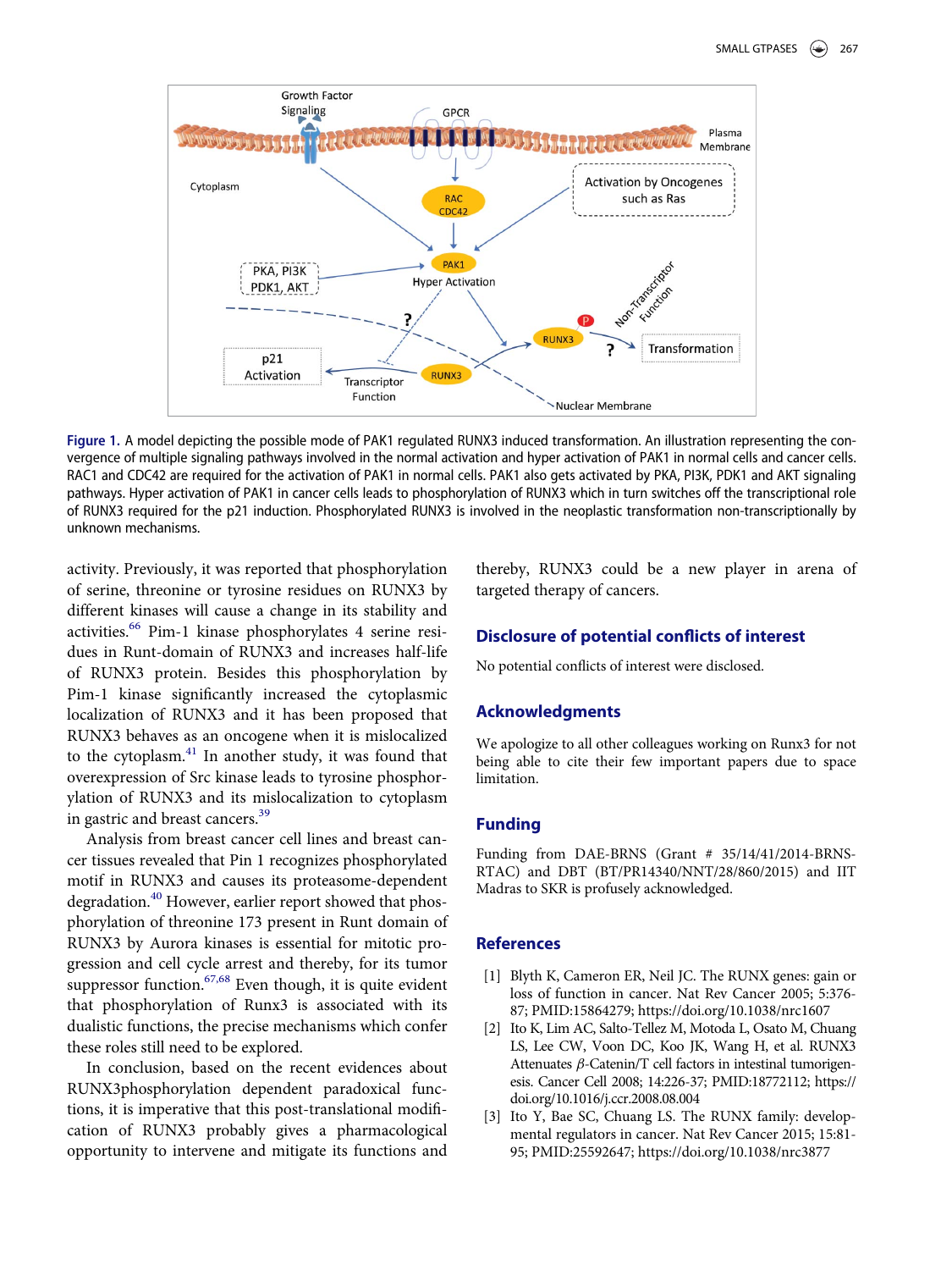Figure 1. A model depicting the possible mode of PAK1 regulated RUNX3 induced transformation. An illustration representing the convergence of multiple signaling pathways involved in the normal activation and hyper activation of PAK1 in normal cells and cancer cells. RAC1 and CDC42 are required for the activation of PAK1 in normal cells. PAK1 also gets activated by PKA, PI3K, PDK1 and AKT signaling pathways. Hyper activation of PAK1 in cancer cells leads to phosphorylation of RUNX3 which in turn switches off the transcriptional role of RUNX3 required for the p21 induction. Phosphorylated RUNX3 is involved in the neoplastic transformation non-transcriptionally by unknown mechanisms.

activity. Previously, it was reported that phosphorylation of serine, threonine or tyrosine residues on RUNX3 by different kinases will cause a change in its stability and activities.[66] Pim-1 kinase phosphorylates 4 serine residues in Runt-domain of RUNX3 and increases half-life of RUNX3 protein. Besides this phosphorylation by Pim-1 kinase significantly increased the cytoplasmic localization of RUNX3 and it has been proposed that RUNX3 behaves as an oncogene when it is mislocalized to the cytoplasm.[41] In another study, it was found that overexpression of Src kinase leads to tyrosine phosphorylation of RUNX3 and its mislocalization to cytoplasm in gastric and breast cancers.[39]

Analysis from breast cancer cell lines and breast cancer tissues revealed that Pin 1 recognizes phosphorylated motif in RUNX3 and causes its proteasome-dependent degradation.[40] However, earlier report showed that phosphorylation of threonine 173 present in Runt domain of RUNX3 by Aurora kinases is essential for mitotic progression and cell cycle arrest and thereby, for its tumor suppressor function.[67,68] Even though, it is quite evident that phosphorylation of Runx3 is associated with its dualistic functions, the precise mechanisms which confer these roles still need to be explored.

In conclusion, based on the recent evidences about RUNX3phosphorylation dependent paradoxical functions, it is imperative that this post-translational modification of RUNX3 probably gives a pharmacological opportunity to intervene and mitigate its functions and thereby, RUNX3 could be a new player in arena of targeted therapy of cancers.

## Disclosure of potential conflicts of interest

No potential conflicts of interest were disclosed.

## Acknowledgments

We apologize to all other colleagues working on Runx3 for not being able to cite their few important papers due to space limitation.

## Funding

Funding from DAE-BRNS (Grant # 35/14/41/2014-BRNS-RTAC) and DBT (BT/PR14340/NNT/28/860/2015) and IIT Madras to SKR is profusely acknowledged.

## References

[1] Blyth K, Cameron ER, Neil JC. The RUNX genes: gain or loss of function in cancer. Nat Rev Cancer 2005; 5:376-87; PMID:15864279; https://doi.org/10.1038/nrc1607

[2] Ito K, Lim AC, Salto-Tellez M, Motoda L, Osato M, Chuang LS, Lee CW, Voon DC, Koo JK, Wang H, et al. RUNX3 Attenuates β-Catenin/T cell factors in intestinal tumorigenesis. Cancer Cell 2008; 14:226-37; PMID:18772112; https://doi.org/10.1016/j.ccr.2008.08.004

[3] Ito Y, Bae SC, Chuang LS. The RUNX family: developmental regulators in cancer. Nat Rev Cancer 2015; 15:81-95; PMID:25592647; https://doi.org/10.1038/nrc3877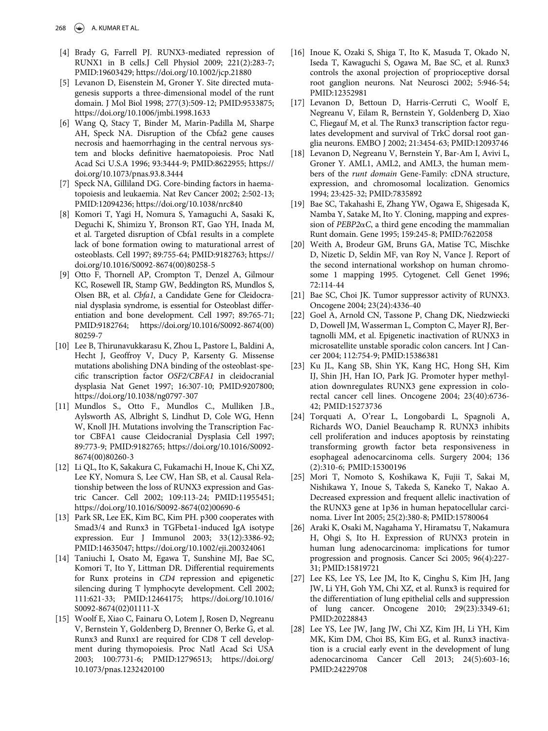[4] Brady G, Farrell PJ. RUNX3-mediated repression of RUNX1 in B cells.J Cell Physiol 2009; 221(2):283-7; PMID:19603429; https://doi.org/10.1002/jcp.21880

[5] Levanon D, Eisenstein M, Groner Y. Site directed mutagenesis supports a three-dimensional model of the runt domain. J Mol Biol 1998; 277(3):509-12; PMID:9533875; https://doi.org/10.1006/jmbi.1998.1633

[6] Wang Q, Stacy T, Binder M, Marin-Padilla M, Sharpe AH, Speck NA. Disruption of the Cbfa2 gene causes necrosis and haemorrhaging in the central nervous system and blocks definitive haematopoiesis. Proc Natl Acad Sci U.S.A 1996; 93:3444-9; PMID:8622955; https://doi.org/10.1073/pnas.93.8.3444

[7] Speck NA, Gilliland DG. Core-binding factors in haematopoiesis and leukaemia. Nat Rev Cancer 2002; 2:502-13; PMID:12094236; https://doi.org/10.1038/nrc840

[8] Komori T, Yagi H, Nomura S, Yamaguchi A, Sasaki K, Deguchi K, Shimizu Y, Bronson RT, Gao YH, Inada M, et al. Targeted disruption of Cbfa1 results in a complete lack of bone formation owing to maturational arrest of osteoblasts. Cell 1997; 89:755-64; PMID:9182763; https://doi.org/10.1016/S0092-8674(00)80258-5

[9] Otto F, Thornell AP, Crompton T, Denzel A, Gilmour KC, Rosewell IR, Stamp GW, Beddington RS, Mundlos S, Olsen BR, et al. *Cbfa1*, a Candidate Gene for Cleidocranial dysplasia syndrome, is essential for Osteoblast differentiation and bone development. Cell 1997; 89:765-71; PMID:9182764; https://doi.org/10.1016/S0092-8674(00)80259-7

[10] Lee B, Thirunavukkarasu K, Zhou L, Pastore L, Baldini A, Hecht J, Geoffroy V, Ducy P, Karsenty G. Missense mutations abolishing DNA binding of the osteoblast-specific transcription factor *OSF2/CBFA1* in cleidocranial dysplasia Nat Genet 1997; 16:307-10; PMID:9207800; https://doi.org/10.1038/ng0797-307

[11] Mundlos S., Otto F., Mundlos C., Mulliken J.B., Aylsworth AS, Albright S, Lindhut D, Cole WG, Henn W, Knoll JH. Mutations involving the Transcription Factor CBFA1 cause Cleidocranial Dysplasia Cell 1997; 89:773-9; PMID:9182765; https://doi.org/10.1016/S0092-8674(00)80260-3

[12] Li QL, Ito K, Sakakura C, Fukamachi H, Inoue K, Chi XZ, Lee KY, Nomura S, Lee CW, Han SB, et al. Causal Relationship between the loss of RUNX3 expression and Gastric Cancer. Cell 2002; 109:113-24; PMID:11955451; https://doi.org/10.1016/S0092-8674(02)00690-6

[13] Park SR, Lee EK, Kim BC, Kim PH. p300 cooperates with Smad3/4 and Runx3 in TGFbeta1-induced IgA isotype expression. Eur J Immunol 2003; 33(12):3386-92; PMID:14635047; https://doi.org/10.1002/eji.200324061

[14] Taniuchi I, Osato M, Egawa T, Sunshine MJ, Bae SC, Komori T, Ito Y, Littman DR. Differential requirements for Runx proteins in *CD4* repression and epigenetic silencing during T lymphocyte development. Cell 2002; 111:621-33; PMID:12464175; https://doi.org/10.1016/S0092-8674(02)01111-X

[15] Woolf E, Xiao C, Fainaru O, Lotem J, Rosen D, Negreanu V, Bernstein Y, Goldenberg D, Brenner O, Berke G, et al. Runx3 and Runx1 are required for CD8 T cell development during thymopoiesis. Proc Natl Acad Sci USA 2003; 100:7731-6; PMID:12796513; https://doi.org/10.1073/pnas.1232420100

[16] Inoue K, Ozaki S, Shiga T, Ito K, Masuda T, Okado N, Iseda T, Kawaguchi S, Ogawa M, Bae SC, et al. Runx3 controls the axonal projection of proprioceptive dorsal root ganglion neurons. Nat Neurosci 2002; 5:946-54; PMID:12352981

[17] Levanon D, Bettoun D, Harris-Cerruti C, Woolf E, Negreanu V, Eilam R, Bernstein Y, Goldenberg D, Xiao C, Fliegauf M, et al. The Runx3 transcription factor regulates development and survival of TrkC dorsal root ganglia neurons. EMBO J 2002; 21:3454-63; PMID:12093746

[18] Levanon D, Negreanu V, Bernstein Y, Bar-Am I, Avivi L, Groner Y. AML1, AML2, and AML3, the human members of the *runt domain* Gene-Family: cDNA structure, expression, and chromosomal localization. Genomics 1994; 23:425-32; PMID:7835892

[19] Bae SC, Takahashi E, Zhang YW, Ogawa E, Shigesada K, Namba Y, Satake M, Ito Y. Cloning, mapping and expression of *PEBP2αC*, a third gene encoding the mammalian Runt domain. Gene 1995; 159:245-8; PMID:7622058

[20] Weith A, Brodeur GM, Bruns GA, Matise TC, Mischke D, Nizetic D, Seldin MF, van Roy N, Vance J. Report of the second international workshop on human chromosome 1 mapping 1995. Cytogenet. Cell Genet 1996; 72:114-44

[21] Bae SC, Choi JK. Tumor suppressor activity of RUNX3. Oncogene 2004; 23(24):4336-40

[22] Goel A, Arnold CN, Tassone P, Chang DK, Niedzwiecki D, Dowell JM, Wasserman L, Compton C, Mayer RJ, Bertagnolli MM, et al. Epigenetic inactivation of RUNX3 in microsatellite unstable sporadic colon cancers. Int J Cancer 2004; 112:754-9; PMID:15386381

[23] Ku JL, Kang SB, Shin YK, Kang HC, Hong SH, Kim IJ, Shin JH, Han IO, Park JG. Promoter hyper methylation downregulates RUNX3 gene expression in colorectal cancer cell lines. Oncogene 2004; 23(40):6736-42; PMID:15273736

[24] Torquati A, O'rear L, Longobardi L, Spagnoli A, Richards WO, Daniel Beauchamp R. RUNX3 inhibits cell proliferation and induces apoptosis by reinstating transforming growth factor beta responsiveness in esophageal adenocarcinoma cells. Surgery 2004; 136 (2):310-6; PMID:15300196

[25] Mori T, Nomoto S, Koshikawa K, Fujii T, Sakai M, Nishikawa Y, Inoue S, Takeda S, Kaneko T, Nakao A. Decreased expression and frequent allelic inactivation of the RUNX3 gene at 1p36 in human hepatocellular carcinoma. Liver Int 2005; 25(2):380-8; PMID:15780064

[26] Araki K, Osaki M, Nagahama Y, Hiramatsu T, Nakamura H, Ohgi S, Ito H. Expression of RUNX3 protein in human lung adenocarcinoma: implications for tumor progression and prognosis. Cancer Sci 2005; 96(4):227-31; PMID:15819721

[27] Lee KS, Lee YS, Lee JM, Ito K, Cinghu S, Kim JH, Jang JW, Li YH, Goh YM, Chi XZ, et al. Runx3 is required for the differentiation of lung epithelial cells and suppression of lung cancer. Oncogene 2010; 29(23):3349-61; PMID:20228843

[28] Lee YS, Lee JW, Jang JW, Chi XZ, Kim JH, Li YH, Kim MK, Kim DM, Choi BS, Kim EG, et al. Runx3 inactivation is a crucial early event in the development of lung adenocarcinoma Cancer Cell 2013; 24(5):603-16; PMID:24229708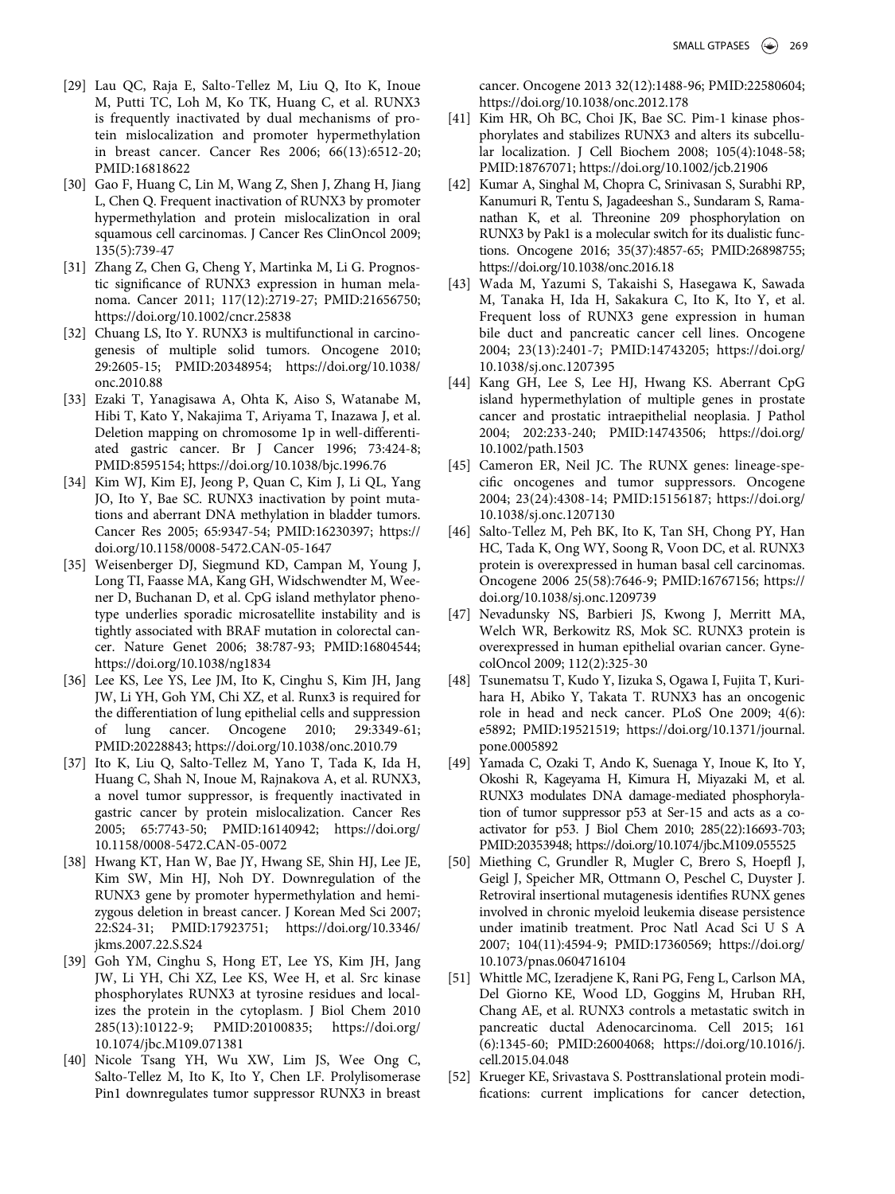[29] Lau QC, Raja E, Salto-Tellez M, Liu Q, Ito K, Inoue M, Putti TC, Loh M, Ko TK, Huang C, et al. RUNX3 is frequently inactivated by dual mechanisms of protein mislocalization and promoter hypermethylation in breast cancer. Cancer Res 2006; 66(13):6512-20; PMID:16818622

[30] Gao F, Huang C, Lin M, Wang Z, Shen J, Zhang H, Jiang L, Chen Q. Frequent inactivation of RUNX3 by promoter hypermethylation and protein mislocalization in oral squamous cell carcinomas. J Cancer Res ClinOncol 2009; 135(5):739-47

[31] Zhang Z, Chen G, Cheng Y, Martinka M, Li G. Prognostic significance of RUNX3 expression in human melanoma. Cancer 2011; 117(12):2719-27; PMID:21656750; https://doi.org/10.1002/cncr.25838

[32] Chuang LS, Ito Y. RUNX3 is multifunctional in carcinogenesis of multiple solid tumors. Oncogene 2010; 29:2605-15; PMID:20348954; https://doi.org/10.1038/onc.2010.88

[33] Ezaki T, Yanagisawa A, Ohta K, Aiso S, Watanabe M, Hibi T, Kato Y, Nakajima T, Ariyama T, Inazawa J, et al. Deletion mapping on chromosome 1p in well-differentiated gastric cancer. Br J Cancer 1996; 73:424-8; PMID:8595154; https://doi.org/10.1038/bjc.1996.76

[34] Kim WJ, Kim EJ, Jeong P, Quan C, Kim J, Li QL, Yang JO, Ito Y, Bae SC. RUNX3 inactivation by point mutations and aberrant DNA methylation in bladder tumors. Cancer Res 2005; 65:9347-54; PMID:16230397; https://doi.org/10.1158/0008-5472.CAN-05-1647

[35] Weisenberger DJ, Siegmund KD, Campan M, Young J, Long TI, Faasse MA, Kang GH, Widschwendter M, Weener D, Buchanan D, et al. CpG island methylator phenotype underlies sporadic microsatellite instability and is tightly associated with BRAF mutation in colorectal cancer. Nature Genet 2006; 38:787-93; PMID:16804544; https://doi.org/10.1038/ng1834

[36] Lee KS, Lee YS, Lee JM, Ito K, Cinghu S, Kim JH, Jang JW, Li YH, Goh YM, Chi XZ, et al. Runx3 is required for the differentiation of lung epithelial cells and suppression of lung cancer. Oncogene 2010; 29:3349-61; PMID:20228843; https://doi.org/10.1038/onc.2010.79

[37] Ito K, Liu Q, Salto-Tellez M, Yano T, Tada K, Ida H, Huang C, Shah N, Inoue M, Rajnakova A, et al. RUNX3, a novel tumor suppressor, is frequently inactivated in gastric cancer by protein mislocalization. Cancer Res 2005; 65:7743-50; PMID:16140942; https://doi.org/10.1158/0008-5472.CAN-05-0072

[38] Hwang KT, Han W, Bae JY, Hwang SE, Shin HJ, Lee JE, Kim SW, Min HJ, Noh DY. Downregulation of the RUNX3 gene by promoter hypermethylation and hemizygous deletion in breast cancer. J Korean Med Sci 2007; 22:S24-31; PMID:17923751; https://doi.org/10.3346/jkms.2007.22.S.S24

[39] Goh YM, Cinghu S, Hong ET, Lee YS, Kim JH, Jang JW, Li YH, Chi XZ, Lee KS, Wee H, et al. Src kinase phosphorylates RUNX3 at tyrosine residues and localizes the protein in the cytoplasm. J Biol Chem 2010 285(13):10122-9; PMID:20100835; https://doi.org/10.1074/jbc.M109.071381

[40] Nicole Tsang YH, Wu XW, Lim JS, Wee Ong C, Salto-Tellez M, Ito K, Ito Y, Chen LF. Prolylisomerase Pin1 downregulates tumor suppressor RUNX3 in breast cancer. Oncogene 2013 32(12):1488-96; PMID:22580604; https://doi.org/10.1038/onc.2012.178

[41] Kim HR, Oh BC, Choi JK, Bae SC. Pim-1 kinase phosphorylates and stabilizes RUNX3 and alters its subcellular localization. J Cell Biochem 2008; 105(4):1048-58; PMID:18767071; https://doi.org/10.1002/jcb.21906

[42] Kumar A, Singhal M, Chopra C, Srinivasan S, Surabhi RP, Kanumuri R, Tentu S, Jagadeeshan S., Sundaram S, Ramanathan K, et al. Threonine 209 phosphorylation on RUNX3 by Pak1 is a molecular switch for its dualistic functions. Oncogene 2016; 35(37):4857-65; PMID:26898755; https://doi.org/10.1038/onc.2016.18

[43] Wada M, Yazumi S, Takaishi S, Hasegawa K, Sawada M, Tanaka H, Ida H, Sakakura C, Ito K, Ito Y, et al. Frequent loss of RUNX3 gene expression in human bile duct and pancreatic cancer cell lines. Oncogene 2004; 23(13):2401-7; PMID:14743205; https://doi.org/10.1038/sj.onc.1207395

[44] Kang GH, Lee S, Lee HJ, Hwang KS. Aberrant CpG island hypermethylation of multiple genes in prostate cancer and prostatic intraepithelial neoplasia. J Pathol 2004; 202:233-240; PMID:14743506; https://doi.org/10.1002/path.1503

[45] Cameron ER, Neil JC. The RUNX genes: lineage-specific oncogenes and tumor suppressors. Oncogene 2004; 23(24):4308-14; PMID:15156187; https://doi.org/10.1038/sj.onc.1207130

[46] Salto-Tellez M, Peh BK, Ito K, Tan SH, Chong PY, Han HC, Tada K, Ong WY, Soong R, Voon DC, et al. RUNX3 protein is overexpressed in human basal cell carcinomas. Oncogene 2006 25(58):7646-9; PMID:16767156; https://doi.org/10.1038/sj.onc.1209739

[47] Nevadunsky NS, Barbieri JS, Kwong J, Merritt MA, Welch WR, Berkowitz RS, Mok SC. RUNX3 protein is overexpressed in human epithelial ovarian cancer. GynecolOncol 2009; 112(2):325-30

[48] Tsunematsu T, Kudo Y, Iizuka S, Ogawa I, Fujita T, Kurihara H, Abiko Y, Takata T. RUNX3 has an oncogenic role in head and neck cancer. PLoS One 2009; 4(6): e5892; PMID:19521519; https://doi.org/10.1371/journal.pone.0005892

[49] Yamada C, Ozaki T, Ando K, Suenaga Y, Inoue K, Ito Y, Okoshi R, Kageyama H, Kimura H, Miyazaki M, et al. RUNX3 modulates DNA damage-mediated phosphorylation of tumor suppressor p53 at Ser-15 and acts as a co-activator for p53. J Biol Chem 2010; 285(22):16693-703; PMID:20353948; https://doi.org/10.1074/jbc.M109.055525

[50] Miething C, Grundler R, Mugler C, Brero S, Hoepfl J, Geigl J, Speicher MR, Ottmann O, Peschel C, Duyster J. Retroviral insertional mutagenesis identifies RUNX genes involved in chronic myeloid leukemia disease persistence under imatinib treatment. Proc Natl Acad Sci U S A 2007; 104(11):4594-9; PMID:17360569; https://doi.org/10.1073/pnas.0604716104

[51] Whittle MC, Izeradjene K, Rani PG, Feng L, Carlson MA, Del Giorno KE, Wood LD, Goggins M, Hruban RH, Chang AE, et al. RUNX3 controls a metastatic switch in pancreatic ductal Adenocarcinoma. Cell 2015; 161 (6):1345-60; PMID:26004068; https://doi.org/10.1016/j.cell.2015.04.048

[52] Krueger KE, Srivastava S. Posttranslational protein modifications: current implications for cancer detection,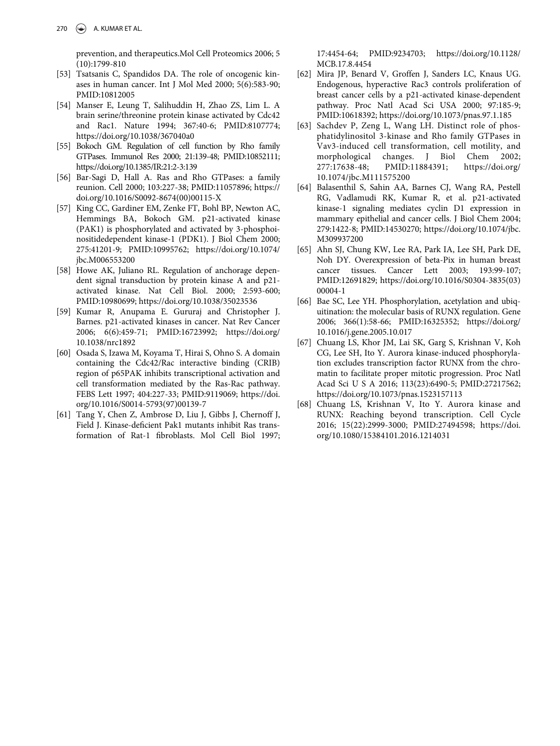prevention, and therapeutics.Mol Cell Proteomics 2006; 5 (10):1799-810

[53] Tsatsanis C, Spandidos DA. The role of oncogenic kinases in human cancer. Int J Mol Med 2000; 5(6):583-90; PMID:10812005

[54] Manser E, Leung T, Salihuddin H, Zhao ZS, Lim L. A brain serine/threonine protein kinase activated by Cdc42 and Rac1. Nature 1994; 367:40-6; PMID:8107774; https://doi.org/10.1038/367040a0

[55] Bokoch GM. Regulation of cell function by Rho family GTPases. Immunol Res 2000; 21:139-48; PMID:10852111; https://doi.org/10.1385/IR:21:2-3:139

[56] Bar-Sagi D, Hall A. Ras and Rho GTPases: a family reunion. Cell 2000; 103:227-38; PMID:11057896; https://doi.org/10.1016/S0092-8674(00)00115-X

[57] King CC, Gardiner EM, Zenke FT, Bohl BP, Newton AC, Hemmings BA, Bokoch GM. p21-activated kinase (PAK1) is phosphorylated and activated by 3-phosphoinositidedependent kinase-1 (PDK1). J Biol Chem 2000; 275:41201-9; PMID:10995762; https://doi.org/10.1074/jbc.M006553200

[58] Howe AK, Juliano RL. Regulation of anchorage dependent signal transduction by protein kinase A and p21-activated kinase. Nat Cell Biol. 2000; 2:593-600; PMID:10980699; https://doi.org/10.1038/35023536

[59] Kumar R, Anupama E. Gururaj and Christopher J. Barnes. p21-activated kinases in cancer. Nat Rev Cancer 2006; 6(6):459-71; PMID:16723992; https://doi.org/10.1038/nrc1892

[60] Osada S, Izawa M, Koyama T, Hirai S, Ohno S. A domain containing the Cdc42/Rac interactive binding (CRIB) region of p65PAK inhibits transcriptional activation and cell transformation mediated by the Ras-Rac pathway. FEBS Lett 1997; 404:227-33; PMID:9119069; https://doi.org/10.1016/S0014-5793(97)00139-7

[61] Tang Y, Chen Z, Ambrose D, Liu J, Gibbs J, Chernoff J, Field J. Kinase-deficient Pak1 mutants inhibit Ras transformation of Rat-1 fibroblasts. Mol Cell Biol 1997; 17:4454-64; PMID:9234703; https://doi.org/10.1128/MCB.17.8.4454

[62] Mira JP, Benard V, Groffen J, Sanders LC, Knaus UG. Endogenous, hyperactive Rac3 controls proliferation of breast cancer cells by a p21-activated kinase-dependent pathway. Proc Natl Acad Sci USA 2000; 97:185-9; PMID:10618392; https://doi.org/10.1073/pnas.97.1.185

[63] Sachdev P, Zeng L, Wang LH. Distinct role of phosphatidylinositol 3-kinase and Rho family GTPases in Vav3-induced cell transformation, cell motility, and morphological changes. J Biol Chem 2002; 277:17638-48; PMID:11884391; https://doi.org/10.1074/jbc.M111575200

[64] Balasenthil S, Sahin AA, Barnes CJ, Wang RA, Pestell RG, Vadlamudi RK, Kumar R, et al. p21-activated kinase-1 signaling mediates cyclin D1 expression in mammary epithelial and cancer cells. J Biol Chem 2004; 279:1422-8; PMID:14530270; https://doi.org/10.1074/jbc.M309937200

[65] Ahn SJ, Chung KW, Lee RA, Park IA, Lee SH, Park DE, Noh DY. Overexpression of beta-Pix in human breast cancer tissues. Cancer Lett 2003; 193:99-107; PMID:12691829; https://doi.org/10.1016/S0304-3835(03)00004-1

[66] Bae SC, Lee YH. Phosphorylation, acetylation and ubiquitination: the molecular basis of RUNX regulation. Gene 2006; 366(1):58-66; PMID:16325352; https://doi.org/10.1016/j.gene.2005.10.017

[67] Chuang LS, Khor JM, Lai SK, Garg S, Krishnan V, Koh CG, Lee SH, Ito Y. Aurora kinase-induced phosphorylation excludes transcription factor RUNX from the chromatin to facilitate proper mitotic progression. Proc Natl Acad Sci U S A 2016; 113(23):6490-5; PMID:27217562; https://doi.org/10.1073/pnas.1523157113

[68] Chuang LS, Krishnan V, Ito Y. Aurora kinase and RUNX: Reaching beyond transcription. Cell Cycle 2016; 15(22):2999-3000; PMID:27494598; https://doi.org/10.1080/15384101.2016.1214031